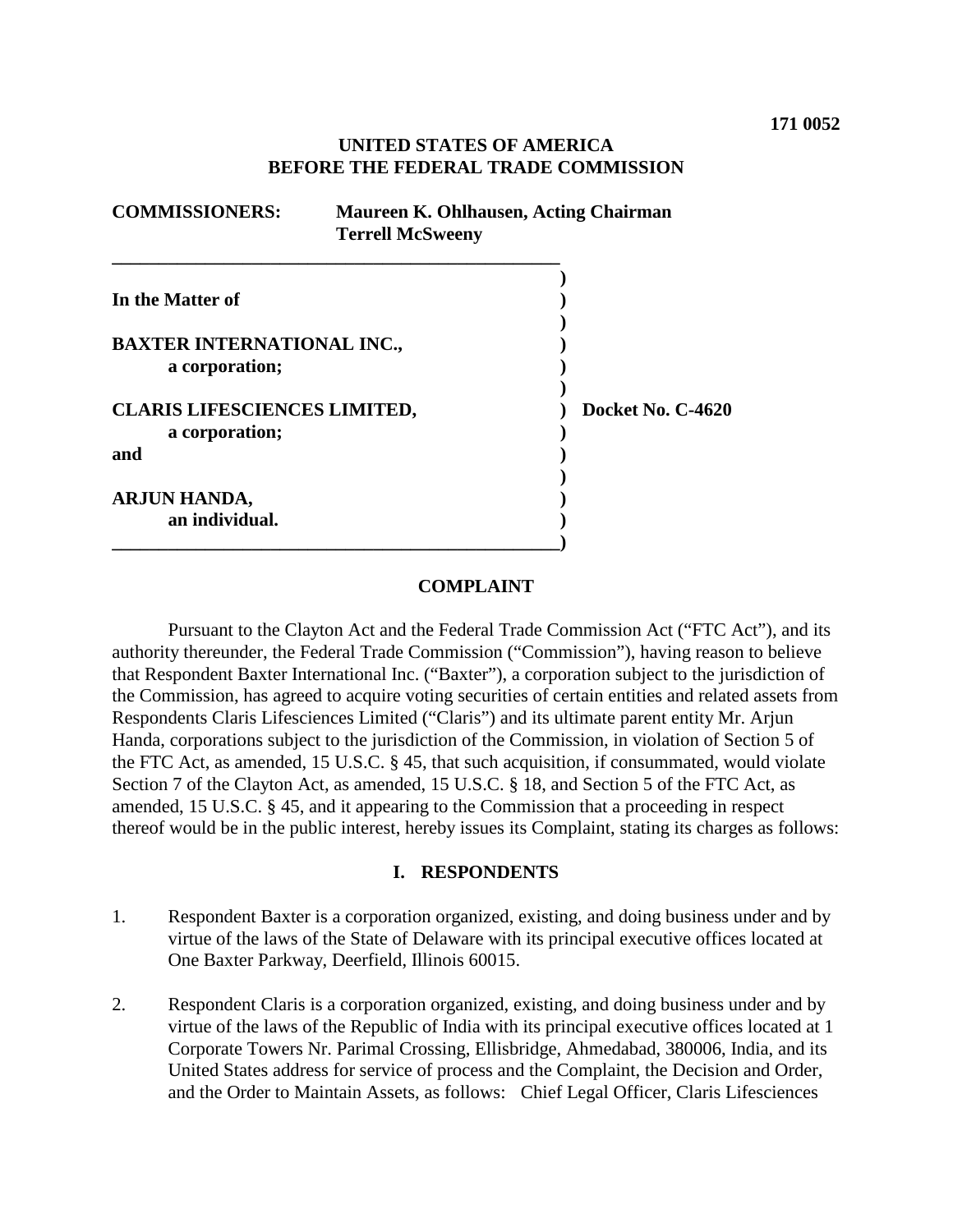**171 0052**

**UNITED STATES OF AMERICA**
**BEFORE THE FEDERAL TRADE COMMISSION**

**COMMISSIONERS:** **Maureen K. Ohlhausen, Acting Chairman**
**Terrell McSweeny**

| | | |
|---|---|---|
| **In the Matter of** | ) | |
| | ) | |
| **BAXTER INTERNATIONAL INC.,** | ) | |
| **a corporation;** | ) | |
| | ) | |
| **CLARIS LIFESCIENCES LIMITED,** | ) | **Docket No. C-4620** |
| **a corporation;** | ) | |
| **and** | ) | |
| | ) | |
| **ARJUN HANDA,** | ) | |
| **an individual.** | ) | |

## COMPLAINT

Pursuant to the Clayton Act and the Federal Trade Commission Act ("FTC Act"), and its authority thereunder, the Federal Trade Commission ("Commission"), having reason to believe that Respondent Baxter International Inc. ("Baxter"), a corporation subject to the jurisdiction of the Commission, has agreed to acquire voting securities of certain entities and related assets from Respondents Claris Lifesciences Limited ("Claris") and its ultimate parent entity Mr. Arjun Handa, corporations subject to the jurisdiction of the Commission, in violation of Section 5 of the FTC Act, as amended, 15 U.S.C. § 45, that such acquisition, if consummated, would violate Section 7 of the Clayton Act, as amended, 15 U.S.C. § 18, and Section 5 of the FTC Act, as amended, 15 U.S.C. § 45, and it appearing to the Commission that a proceeding in respect thereof would be in the public interest, hereby issues its Complaint, stating its charges as follows:

## I. RESPONDENTS

1. Respondent Baxter is a corporation organized, existing, and doing business under and by virtue of the laws of the State of Delaware with its principal executive offices located at One Baxter Parkway, Deerfield, Illinois 60015.

2. Respondent Claris is a corporation organized, existing, and doing business under and by virtue of the laws of the Republic of India with its principal executive offices located at 1 Corporate Towers Nr. Parimal Crossing, Ellisbridge, Ahmedabad, 380006, India, and its United States address for service of process and the Complaint, the Decision and Order, and the Order to Maintain Assets, as follows: Chief Legal Officer, Claris Lifesciences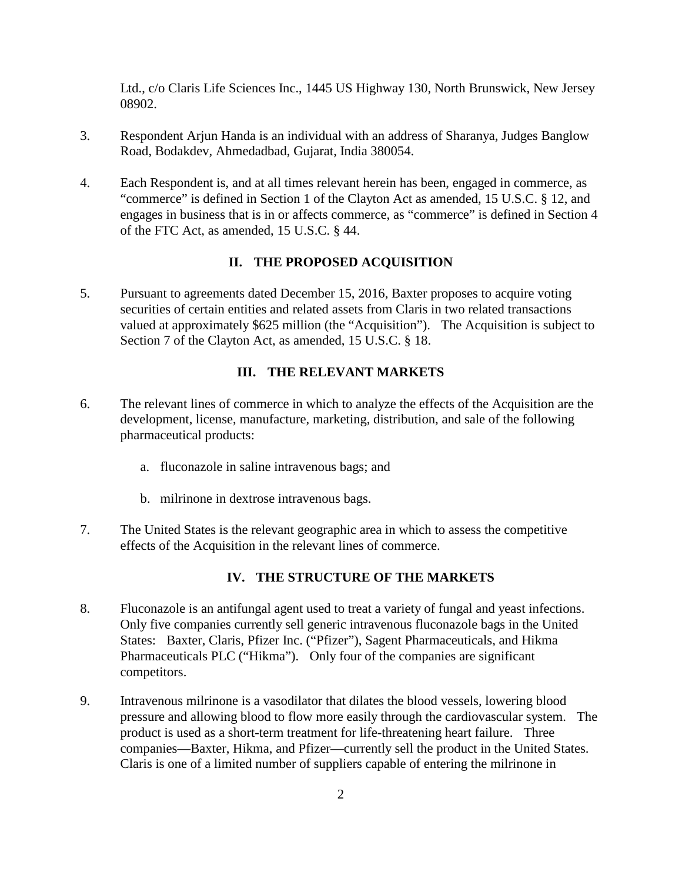Ltd., c/o Claris Life Sciences Inc., 1445 US Highway 130, North Brunswick, New Jersey 08902.

3. Respondent Arjun Handa is an individual with an address of Sharanya, Judges Banglow Road, Bodakdev, Ahmedadbad, Gujarat, India 380054.

4. Each Respondent is, and at all times relevant herein has been, engaged in commerce, as "commerce" is defined in Section 1 of the Clayton Act as amended, 15 U.S.C. § 12, and engages in business that is in or affects commerce, as "commerce" is defined in Section 4 of the FTC Act, as amended, 15 U.S.C. § 44.

## II. THE PROPOSED ACQUISITION

5. Pursuant to agreements dated December 15, 2016, Baxter proposes to acquire voting securities of certain entities and related assets from Claris in two related transactions valued at approximately $625 million (the "Acquisition"). The Acquisition is subject to Section 7 of the Clayton Act, as amended, 15 U.S.C. § 18.

## III. THE RELEVANT MARKETS

6. The relevant lines of commerce in which to analyze the effects of the Acquisition are the development, license, manufacture, marketing, distribution, and sale of the following pharmaceutical products:

   a. fluconazole in saline intravenous bags; and

   b. milrinone in dextrose intravenous bags.

7. The United States is the relevant geographic area in which to assess the competitive effects of the Acquisition in the relevant lines of commerce.

## IV. THE STRUCTURE OF THE MARKETS

8. Fluconazole is an antifungal agent used to treat a variety of fungal and yeast infections. Only five companies currently sell generic intravenous fluconazole bags in the United States: Baxter, Claris, Pfizer Inc. ("Pfizer"), Sagent Pharmaceuticals, and Hikma Pharmaceuticals PLC ("Hikma"). Only four of the companies are significant competitors.

9. Intravenous milrinone is a vasodilator that dilates the blood vessels, lowering blood pressure and allowing blood to flow more easily through the cardiovascular system. The product is used as a short-term treatment for life-threatening heart failure. Three companies—Baxter, Hikma, and Pfizer—currently sell the product in the United States. Claris is one of a limited number of suppliers capable of entering the milrinone in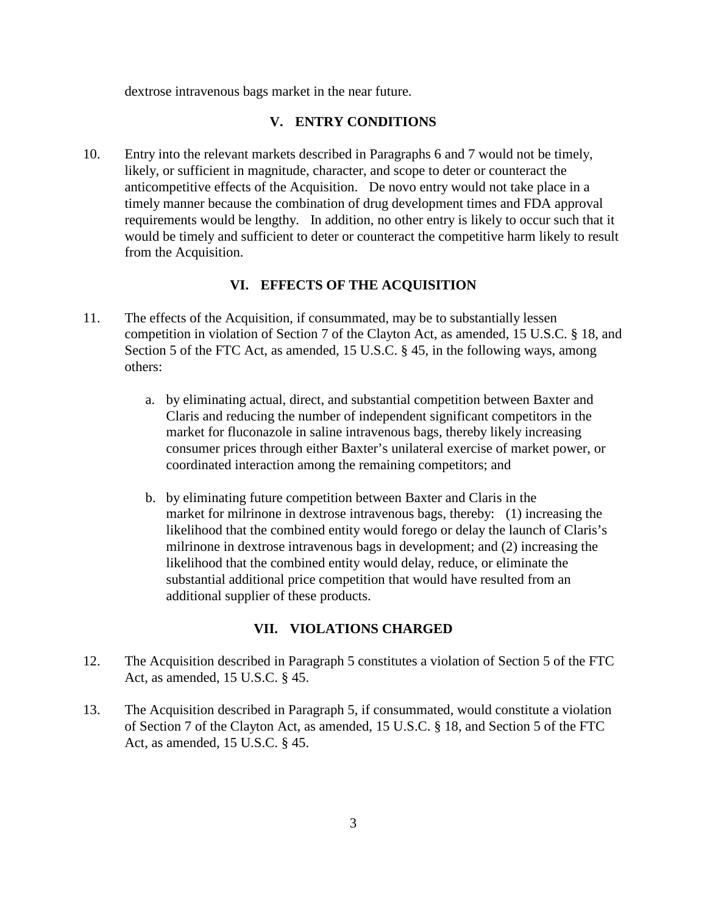dextrose intravenous bags market in the near future.

## V. ENTRY CONDITIONS

10. Entry into the relevant markets described in Paragraphs 6 and 7 would not be timely, likely, or sufficient in magnitude, character, and scope to deter or counteract the anticompetitive effects of the Acquisition. De novo entry would not take place in a timely manner because the combination of drug development times and FDA approval requirements would be lengthy. In addition, no other entry is likely to occur such that it would be timely and sufficient to deter or counteract the competitive harm likely to result from the Acquisition.

## VI. EFFECTS OF THE ACQUISITION

11. The effects of the Acquisition, if consummated, may be to substantially lessen competition in violation of Section 7 of the Clayton Act, as amended, 15 U.S.C. § 18, and Section 5 of the FTC Act, as amended, 15 U.S.C. § 45, in the following ways, among others:

    a. by eliminating actual, direct, and substantial competition between Baxter and Claris and reducing the number of independent significant competitors in the market for fluconazole in saline intravenous bags, thereby likely increasing consumer prices through either Baxter's unilateral exercise of market power, or coordinated interaction among the remaining competitors; and

    b. by eliminating future competition between Baxter and Claris in the market for milrinone in dextrose intravenous bags, thereby: (1) increasing the likelihood that the combined entity would forego or delay the launch of Claris's milrinone in dextrose intravenous bags in development; and (2) increasing the likelihood that the combined entity would delay, reduce, or eliminate the substantial additional price competition that would have resulted from an additional supplier of these products.

## VII. VIOLATIONS CHARGED

12. The Acquisition described in Paragraph 5 constitutes a violation of Section 5 of the FTC Act, as amended, 15 U.S.C. § 45.

13. The Acquisition described in Paragraph 5, if consummated, would constitute a violation of Section 7 of the Clayton Act, as amended, 15 U.S.C. § 18, and Section 5 of the FTC Act, as amended, 15 U.S.C. § 45.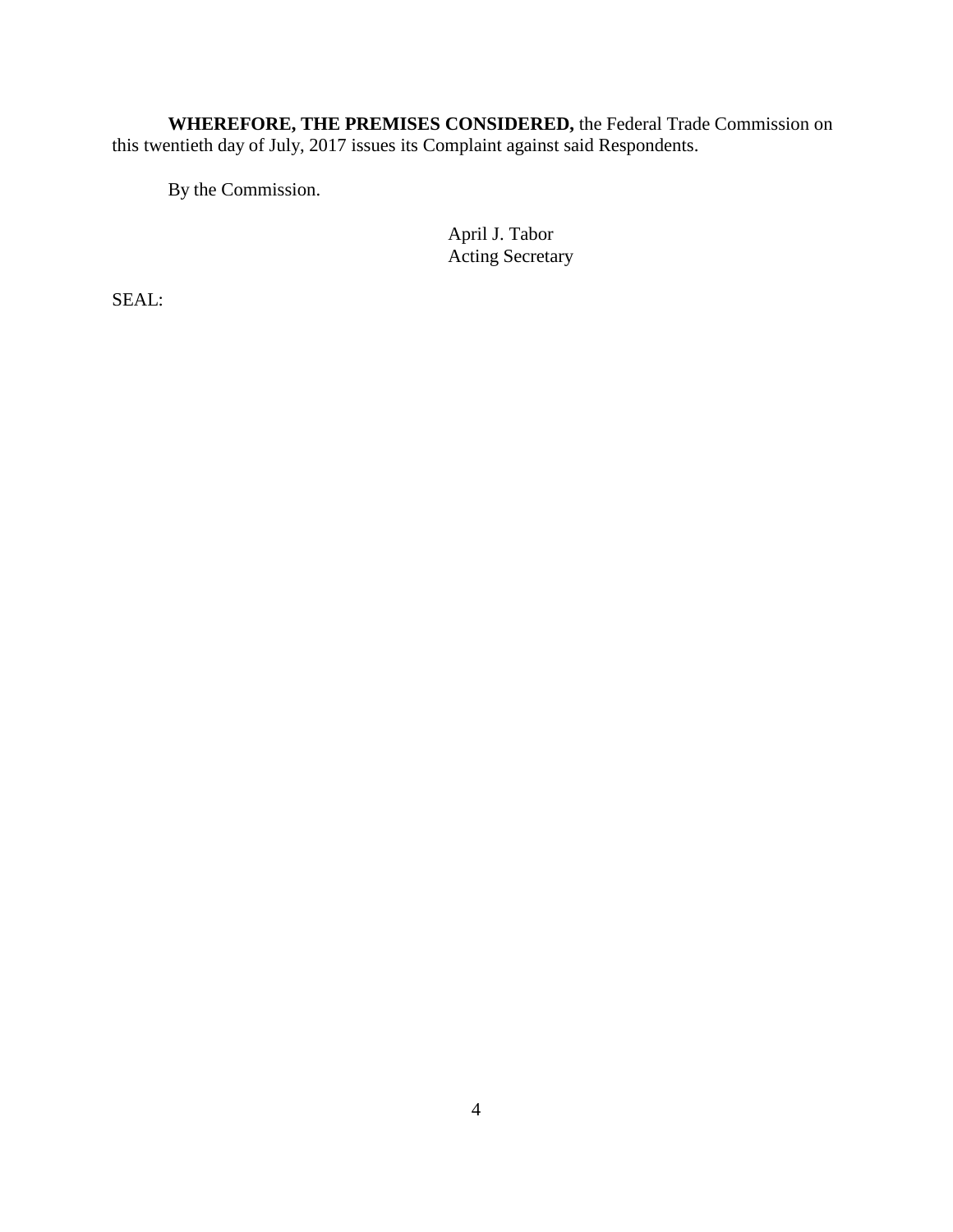**WHEREFORE, THE PREMISES CONSIDERED,** the Federal Trade Commission on this twentieth day of July, 2017 issues its Complaint against said Respondents.

By the Commission.

April J. Tabor
Acting Secretary

SEAL: